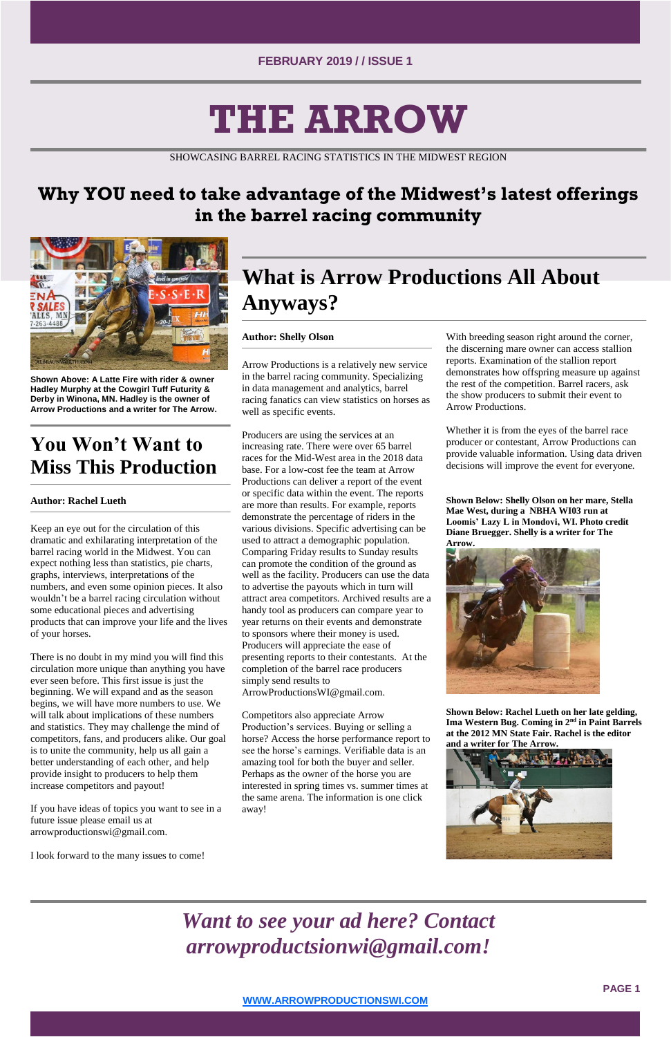FEBRUARY 2019 / / ISSUE 1

# THE ARROW

SHOWCASING BARREL RACING STATISTICS IN THE MIDWEST REGION

## Why YOU need to take advantage of the Midwest's latest offerings in the barrel racing community

**Shown Above: A Latte Fire with rider & owner Hadley Murphy at the Cowgirl Tuff Futurity & Derby in Winona, MN. Hadley is the owner of Arrow Productions and a writer for The Arrow.**

## You Won't Want to Miss This Production

**Author: Rachel Lueth**

Keep an eye out for the circulation of this dramatic and exhilarating interpretation of the barrel racing world in the Midwest. You can expect nothing less than statistics, pie charts, graphs, interviews, interpretations of the numbers, and even some opinion pieces. It also wouldn't be a barrel racing circulation without some educational pieces and advertising products that can improve your life and the lives of your horses.

There is no doubt in my mind you will find this circulation more unique than anything you have ever seen before. This first issue is just the beginning. We will expand and as the season begins, we will have more numbers to use. We will talk about implications of these numbers and statistics. They may challenge the mind of competitors, fans, and producers alike. Our goal is to unite the community, help us all gain a better understanding of each other, and help provide insight to producers to help them increase competitors and payout!

If you have ideas of topics you want to see in a future issue please email us at arrowproductionswi@gmail.com.

I look forward to the many issues to come!

## What is Arrow Productions All About Anyways?

**Author: Shelly Olson**

Arrow Productions is a relatively new service in the barrel racing community. Specializing in data management and analytics, barrel racing fanatics can view statistics on horses as well as specific events.

Producers are using the services at an increasing rate. There were over 65 barrel races for the Mid-West area in the 2018 data base. For a low-cost fee the team at Arrow Productions can deliver a report of the event or specific data within the event. The reports are more than results. For example, reports demonstrate the percentage of riders in the various divisions. Specific advertising can be used to attract a demographic population. Comparing Friday results to Sunday results can promote the condition of the ground as well as the facility. Producers can use the data to advertise the payouts which in turn will attract area competitors. Archived results are a handy tool as producers can compare year to year returns on their events and demonstrate to sponsors where their money is used. Producers will appreciate the ease of presenting reports to their contestants. At the completion of the barrel race producers simply send results to ArrowProductionsWI@gmail.com.

Competitors also appreciate Arrow Production's services. Buying or selling a horse? Access the horse performance report to see the horse's earnings. Verifiable data is an amazing tool for both the buyer and seller. Perhaps as the owner of the horse you are interested in spring times vs. summer times at the same arena. The information is one click away!

With breeding season right around the corner, the discerning mare owner can access stallion reports. Examination of the stallion report demonstrates how offspring measure up against the rest of the competition. Barrel racers, ask the show producers to submit their event to Arrow Productions.

Whether it is from the eyes of the barrel race producer or contestant, Arrow Productions can provide valuable information. Using data driven decisions will improve the event for everyone.

**Shown Below: Shelly Olson on her mare, Stella Mae West, during a NBHA WI03 run at Loomis' Lazy L in Mondovi, WI. Photo credit Diane Bruegger. Shelly is a writer for The Arrow.**

**Shown Below: Rachel Lueth on her late gelding, Ima Western Bug. Coming in 2nd in Paint Barrels at the 2012 MN State Fair. Rachel is the editor and a writer for The Arrow.**

*Want to see your ad here? Contact arrowproductsionwi@gmail.com!*

WWW.ARROWPRODUCTIONSWI.COM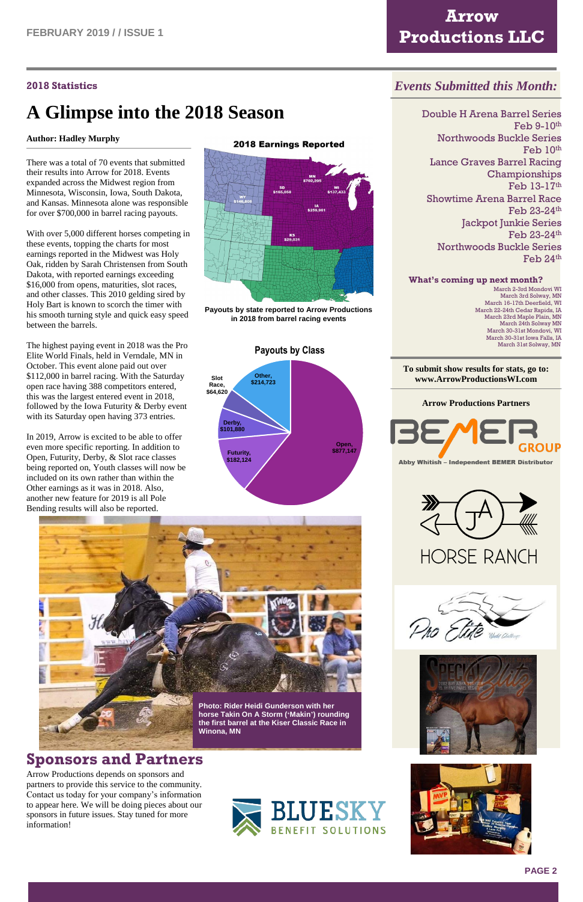### 2018 Statistics

# A Glimpse into the 2018 Season

**Author: Hadley Murphy**

There was a total of 70 events that submitted their results into Arrow for 2018. Events expanded across the Midwest region from Minnesota, Wisconsin, Iowa, South Dakota, and Kansas. Minnesota alone was responsible for over $700,000 in barrel racing payouts.

With over 5,000 different horses competing in these events, topping the charts for most earnings reported in the Midwest was Holy Oak, ridden by Sarah Christensen from South Dakota, with reported earnings exceeding $16,000 from opens, maturities, slot races, and other classes. This 2010 gelding sired by Holy Bart is known to scorch the timer with his smooth turning style and quick easy speed between the barrels.

The highest paying event in 2018 was the Pro Elite World Finals, held in Verndale, MN in October. This event alone paid out over $112,000 in barrel racing. With the Saturday open race having 388 competitors entered, this was the largest entered event in 2018, followed by the Iowa Futurity & Derby event with its Saturday open having 373 entries.

In 2019, Arrow is excited to be able to offer even more specific reporting. In addition to Open, Futurity, Derby, & Slot race classes being reported on, Youth classes will now be included on its own rather than within the Other earnings as it was in 2018. Also, another new feature for 2019 is all Pole Bending results will also be reported.

**2018 Earnings Reported**

MN $702,205; WI $137,433; SD $165,058; WY $146,800; IA $259,861; KS $29,031

**Payouts by state reported to Arrow Productions in 2018 from barrel racing events**

**Payouts by Class**

Open, $877,147; Futurity, $182,124; Derby, $101,880; Slot Race, $64,620; Other, $214,723

**Photo: Rider Heidi Gunderson with her horse Takin On A Storm ('Makin') rounding the first barrel at the Kiser Classic Race in Winona, MN**

## Sponsors and Partners

Arrow Productions depends on sponsors and partners to provide this service to the community. Contact us today for your company's information to appear here. We will be doing pieces about our sponsors in future issues. Stay tuned for more information!

BLUESKY BENEFIT SOLUTIONS

## *Events Submitted this Month:*

Double H Arena Barrel Series
Feb 9-10th

Northwoods Buckle Series
Feb 10th

Lance Graves Barrel Racing Championships
Feb 13-17th

Showtime Arena Barrel Race
Feb 23-24th

Jackpot Junkie Series
Feb 23-24th

Northwoods Buckle Series
Feb 24th

**What's coming up next month?**

March 2-3rd Mondovi WI
March 3rd Solway, MN
March 16-17th Deerfield, WI
March 22-24th Cedar Rapids, IA
March 23rd Maple Plain, MN
March 24th Solway MN
March 30-31st Mondovi, WI
March 30-31st Iowa Falls, IA
March 31st Solway, MN

**To submit show results for stats, go to: www.ArrowProductionsWI.com**

**Arrow Productions Partners**

BEMER GROUP
Abby Whitish – Independent BEMER Distributor

JA HORSE RANCH

Pro Elite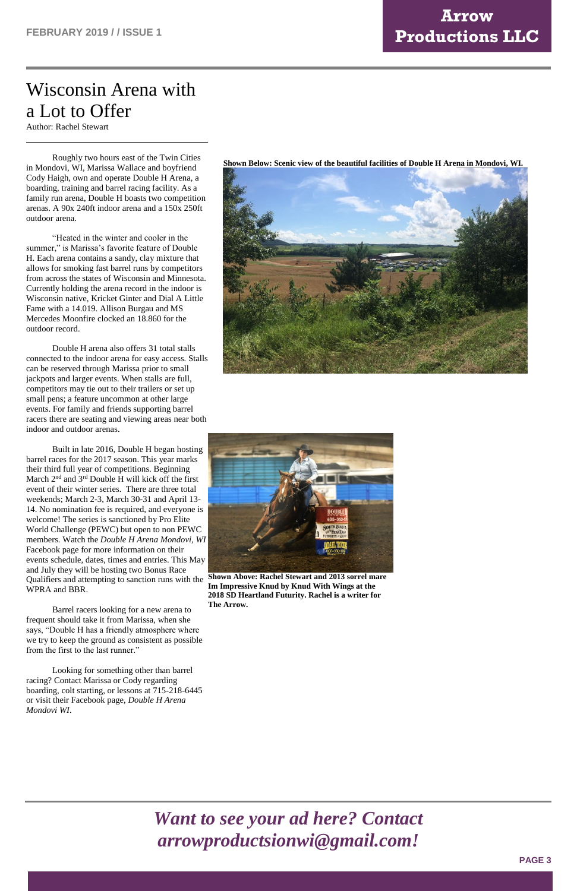# Wisconsin Arena with a Lot to Offer

Author: Rachel Stewart

Roughly two hours east of the Twin Cities in Mondovi, WI, Marissa Wallace and boyfriend Cody Haigh, own and operate Double H Arena, a boarding, training and barrel racing facility. As a family run arena, Double H boasts two competition arenas. A 90x 240ft indoor arena and a 150x 250ft outdoor arena.

"Heated in the winter and cooler in the summer," is Marissa's favorite feature of Double H. Each arena contains a sandy, clay mixture that allows for smoking fast barrel runs by competitors from across the states of Wisconsin and Minnesota. Currently holding the arena record in the indoor is Wisconsin native, Kricket Ginter and Dial A Little Fame with a 14.019. Allison Burgau and MS Mercedes Moonfire clocked an 18.860 for the outdoor record.

Double H arena also offers 31 total stalls connected to the indoor arena for easy access. Stalls can be reserved through Marissa prior to small jackpots and larger events. When stalls are full, competitors may tie out to their trailers or set up small pens; a feature uncommon at other large events. For family and friends supporting barrel racers there are seating and viewing areas near both indoor and outdoor arenas.

Built in late 2016, Double H began hosting barrel races for the 2017 season. This year marks their third full year of competitions. Beginning March 2nd and 3rd Double H will kick off the first event of their winter series. There are three total weekends; March 2-3, March 30-31 and April 13-14. No nomination fee is required, and everyone is welcome! The series is sanctioned by Pro Elite World Challenge (PEWC) but open to non PEWC members. Watch the *Double H Arena Mondovi, WI* Facebook page for more information on their events schedule, dates, times and entries. This May and July they will be hosting two Bonus Race Qualifiers and attempting to sanction runs with the WPRA and BBR.

Barrel racers looking for a new arena to frequent should take it from Marissa, when she says, "Double H has a friendly atmosphere where we try to keep the ground as consistent as possible from the first to the last runner."

Looking for something other than barrel racing? Contact Marissa or Cody regarding boarding, colt starting, or lessons at 715-218-6445 or visit their Facebook page, *Double H Arena Mondovi WI*.

**Shown Below: Scenic view of the beautiful facilities of Double H Arena in Mondovi, WI.**

**Shown Above: Rachel Stewart and 2013 sorrel mare Im Impressive Knud by Knud With Wings at the 2018 SD Heartland Futurity. Rachel is a writer for The Arrow.**

***Want to see your ad here? Contact arrowproductsionwi@gmail.com!***